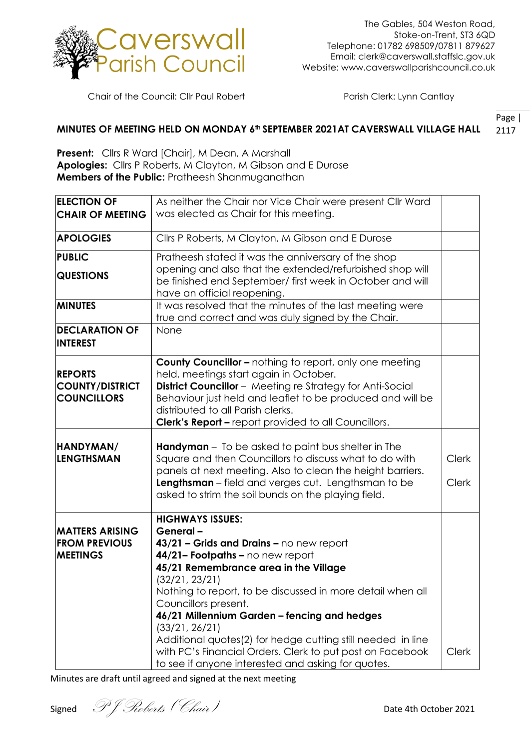Caverswall Parish Council

The Gables, 504 Weston Road,
Stoke-on-Trent, ST3 6QD
Telephone: 01782 698509/07811 879627
Email: clerk@caverswall.staffslc.gov.uk
Website: www.caverswallparishcouncil.co.uk

Chair of the Council: Cllr Paul Robert

Parish Clerk: Lynn Cantlay

**MINUTES OF MEETING HELD ON MONDAY 6th SEPTEMBER 2021AT CAVERSWALL VILLAGE HALL**

**Present:** Cllrs R Ward [Chair], M Dean, A Marshall
**Apologies:** Cllrs P Roberts, M Clayton, M Gibson and E Durose
**Members of the Public:** Pratheesh Shanmuganathan

| | | |
|---|---|---|
| **ELECTION OF CHAIR OF MEETING** | As neither the Chair nor Vice Chair were present Cllr Ward was elected as Chair for this meeting. | |
| **APOLOGIES** | Cllrs P Roberts, M Clayton, M Gibson and E Durose | |
| **PUBLIC QUESTIONS** | Pratheesh stated it was the anniversary of the shop opening and also that the extended/refurbished shop will be finished end September/ first week in October and will have an official reopening. | |
| **MINUTES** | It was resolved that the minutes of the last meeting were true and correct and was duly signed by the Chair. | |
| **DECLARATION OF INTEREST** | None | |
| **REPORTS COUNTY/DISTRICT COUNCILLORS** | **County Councillor –** nothing to report, only one meeting held, meetings start again in October.<br>**District Councillor** – Meeting re Strategy for Anti-Social Behaviour just held and leaflet to be produced and will be distributed to all Parish clerks.<br>**Clerk's Report –** report provided to all Councillors. | |
| **HANDYMAN/ LENGTHSMAN** | **Handyman** – To be asked to paint bus shelter in The Square and then Councillors to discuss what to do with panels at next meeting. Also to clean the height barriers.<br>**Lengthsman** – field and verges cut. Lengthsman to be asked to strim the soil bunds on the playing field. | Clerk<br><br>Clerk |
| **MATTERS ARISING FROM PREVIOUS MEETINGS** | **HIGHWAYS ISSUES:**<br>**General –**<br>**43/21 – Grids and Drains –** no new report<br>**44/21– Footpaths –** no new report<br>**45/21 Remembrance area in the Village**<br>(32/21, 23/21)<br>Nothing to report, to be discussed in more detail when all Councillors present.<br>**46/21 Millennium Garden – fencing and hedges**<br>(33/21, 26/21)<br>Additional quotes(2) for hedge cutting still needed in line with PC's Financial Orders. Clerk to put post on Facebook to see if anyone interested and asking for quotes. | Clerk |

Minutes are draft until agreed and signed at the next meeting

Signed *PJ Roberts (Chair)*

Date 4th October 2021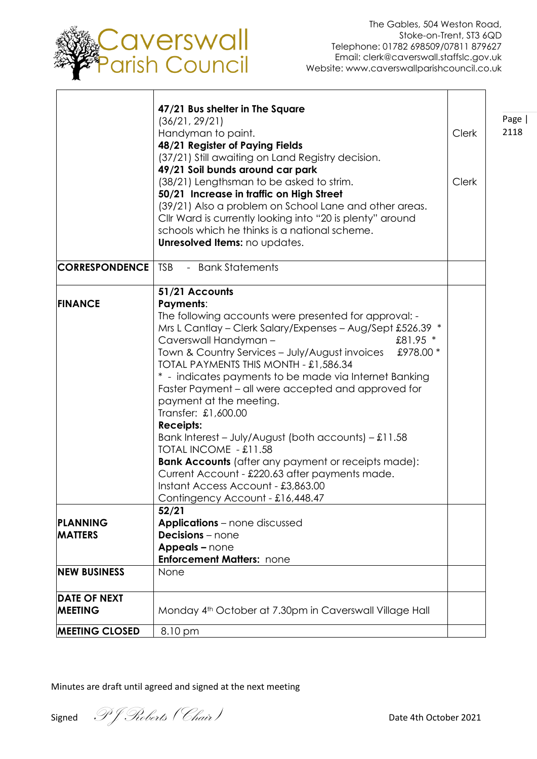# Caverswall Parish Council

The Gables, 504 Weston Road,
Stoke-on-Trent, ST3 6QD
Telephone: 01782 698509/07811 879627
Email: clerk@caverswall.staffslc.gov.uk
Website: www.caverswallparishcouncil.co.uk

Page | 2118

| | | |
|---|---|---|
| | **47/21 Bus shelter in The Square**<br>(36/21, 29/21)<br>Handyman to paint.<br>**48/21 Register of Paying Fields**<br>(37/21) Still awaiting on Land Registry decision.<br>**49/21 Soil bunds around car park**<br>(38/21) Lengthsman to be asked to strim.<br>**50/21 Increase in traffic on High Street**<br>(39/21) Also a problem on School Lane and other areas. Cllr Ward is currently looking into "20 is plenty" around schools which he thinks is a national scheme.<br>**Unresolved Items:** no updates. | Clerk<br><br>Clerk |
| **CORRESPONDENCE** | TSB - Bank Statements | |
| **FINANCE** | **51/21 Accounts**<br>**Payments**:<br>The following accounts were presented for approval: -<br>Mrs L Cantlay – Clerk Salary/Expenses – Aug/Sept £526.39 *<br>Caverswall Handyman – £81.95 *<br>Town & Country Services – July/August invoices £978.00 *<br>TOTAL PAYMENTS THIS MONTH - £1,586.34<br>* - indicates payments to be made via Internet Banking Faster Payment – all were accepted and approved for payment at the meeting.<br>Transfer: £1,600.00<br>**Receipts:**<br>Bank Interest – July/August (both accounts) – £11.58<br>TOTAL INCOME - £11.58<br>**Bank Accounts** (after any payment or receipts made):<br>Current Account - £220.63 after payments made.<br>Instant Access Account - £3,863.00<br>Contingency Account - £16,448.47 | |
| **PLANNING MATTERS** | **52/21**<br>**Applications** – none discussed<br>**Decisions** – none<br>**Appeals –** none<br>**Enforcement Matters:** none | |
| **NEW BUSINESS** | None | |
| **DATE OF NEXT MEETING** | Monday 4th October at 7.30pm in Caverswall Village Hall | |
| **MEETING CLOSED** | 8.10 pm | |

Minutes are draft until agreed and signed at the next meeting

Signed *PJ Roberts (Chair)* Date 4th October 2021